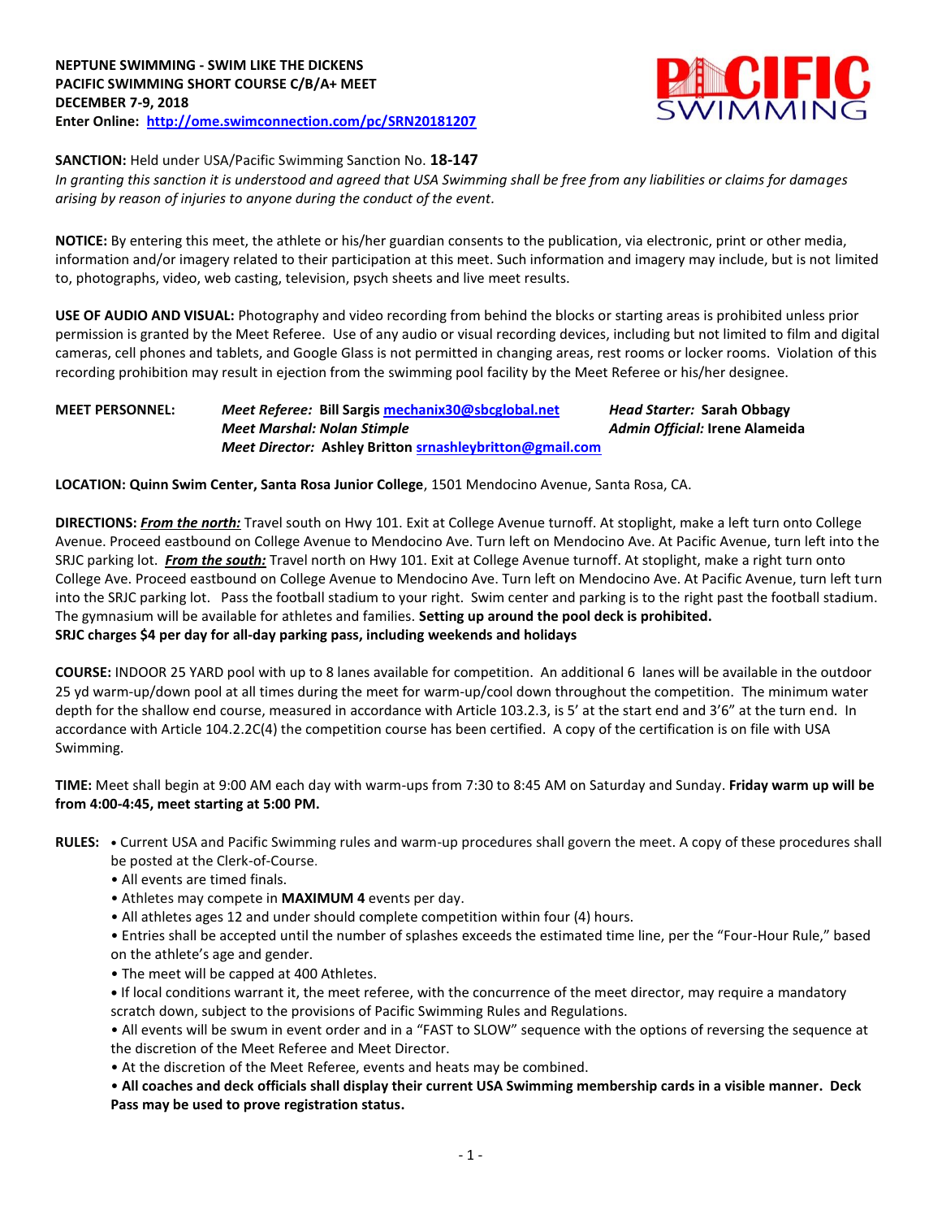**NEPTUNE SWIMMING - SWIM LIKE THE DICKENS**
**PACIFIC SWIMMING SHORT COURSE C/B/A+ MEET**
**DECEMBER 7-9, 2018**
**Enter Online: [http://ome.swimconnection.com/pc/SRN20181207](http://ome.swimconnection.com/pc/SRN20181207)**

**SANCTION:** Held under USA/Pacific Swimming Sanction No. **18-147**
*In granting this sanction it is understood and agreed that USA Swimming shall be free from any liabilities or claims for damages arising by reason of injuries to anyone during the conduct of the event.*

**NOTICE:** By entering this meet, the athlete or his/her guardian consents to the publication, via electronic, print or other media, information and/or imagery related to their participation at this meet. Such information and imagery may include, but is not limited to, photographs, video, web casting, television, psych sheets and live meet results.

**USE OF AUDIO AND VISUAL:** Photography and video recording from behind the blocks or starting areas is prohibited unless prior permission is granted by the Meet Referee. Use of any audio or visual recording devices, including but not limited to film and digital cameras, cell phones and tablets, and Google Glass is not permitted in changing areas, rest rooms or locker rooms. Violation of this recording prohibition may result in ejection from the swimming pool facility by the Meet Referee or his/her designee.

**MEET PERSONNEL:**
*Meet Referee:* **Bill Sargis [mechanix30@sbcglobal.net](mailto:mechanix30@sbcglobal.net)**
*Head Starter:* **Sarah Obbagy**
*Meet Marshal: Nolan Stimple*
*Admin Official:* **Irene Alameida**
*Meet Director:* **Ashley Britton [srnashleybritton@gmail.com](mailto:srnashleybritton@gmail.com)**

**LOCATION: Quinn Swim Center, Santa Rosa Junior College**, 1501 Mendocino Avenue, Santa Rosa, CA.

**DIRECTIONS:** ***From the north:*** Travel south on Hwy 101. Exit at College Avenue turnoff. At stoplight, make a left turn onto College Avenue. Proceed eastbound on College Avenue to Mendocino Ave. Turn left on Mendocino Ave. At Pacific Avenue, turn left into the SRJC parking lot. ***From the south:*** Travel north on Hwy 101. Exit at College Avenue turnoff. At stoplight, make a right turn onto College Ave. Proceed eastbound on College Avenue to Mendocino Ave. Turn left on Mendocino Ave. At Pacific Avenue, turn left turn into the SRJC parking lot. Pass the football stadium to your right. Swim center and parking is to the right past the football stadium. The gymnasium will be available for athletes and families. **Setting up around the pool deck is prohibited.**
**SRJC charges $4 per day for all-day parking pass, including weekends and holidays**

**COURSE:** INDOOR 25 YARD pool with up to 8 lanes available for competition. An additional 6 lanes will be available in the outdoor 25 yd warm-up/down pool at all times during the meet for warm-up/cool down throughout the competition. The minimum water depth for the shallow end course, measured in accordance with Article 103.2.3, is 5' at the start end and 3'6" at the turn end. In accordance with Article 104.2.2C(4) the competition course has been certified. A copy of the certification is on file with USA Swimming.

**TIME:** Meet shall begin at 9:00 AM each day with warm-ups from 7:30 to 8:45 AM on Saturday and Sunday. **Friday warm up will be from 4:00-4:45, meet starting at 5:00 PM.**

**RULES:**
- Current USA and Pacific Swimming rules and warm-up procedures shall govern the meet. A copy of these procedures shall be posted at the Clerk-of-Course.
- All events are timed finals.
- Athletes may compete in **MAXIMUM 4** events per day.
- All athletes ages 12 and under should complete competition within four (4) hours.
- Entries shall be accepted until the number of splashes exceeds the estimated time line, per the "Four-Hour Rule," based on the athlete's age and gender.
- The meet will be capped at 400 Athletes.
- If local conditions warrant it, the meet referee, with the concurrence of the meet director, may require a mandatory scratch down, subject to the provisions of Pacific Swimming Rules and Regulations.
- All events will be swum in event order and in a "FAST to SLOW" sequence with the options of reversing the sequence at the discretion of the Meet Referee and Meet Director.
- At the discretion of the Meet Referee, events and heats may be combined.
- **All coaches and deck officials shall display their current USA Swimming membership cards in a visible manner. Deck Pass may be used to prove registration status.**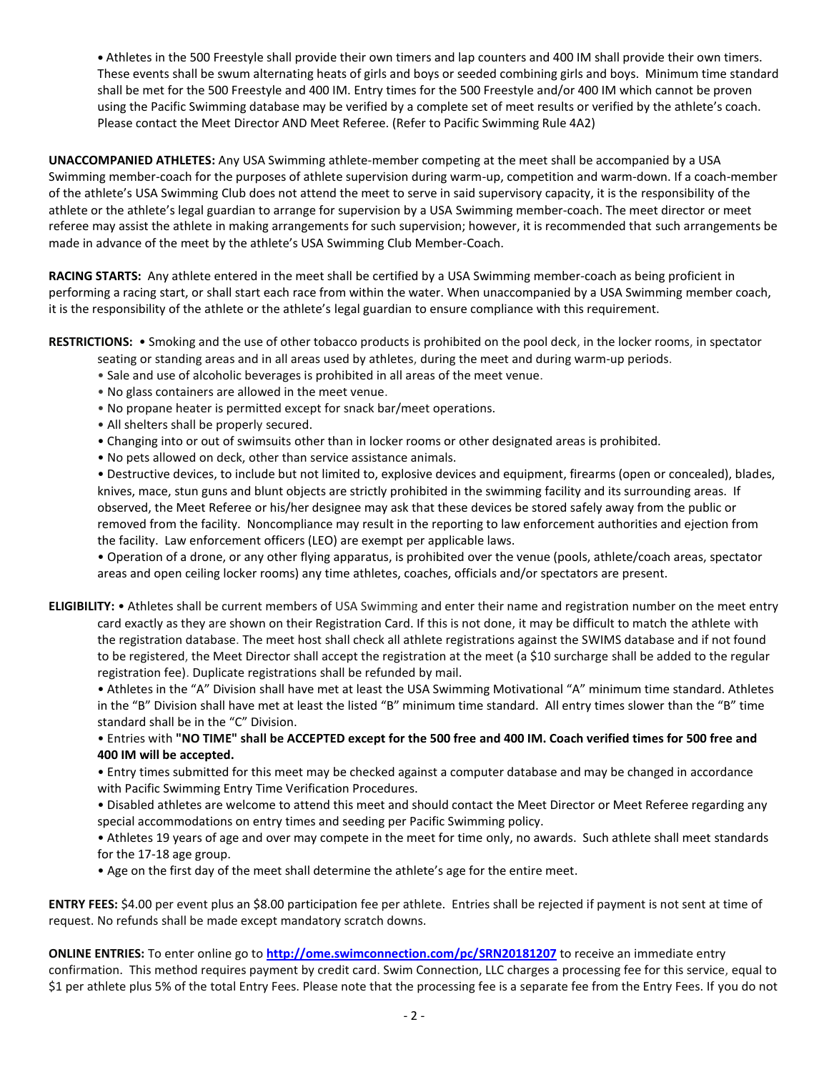• Athletes in the 500 Freestyle shall provide their own timers and lap counters and 400 IM shall provide their own timers. These events shall be swum alternating heats of girls and boys or seeded combining girls and boys. Minimum time standard shall be met for the 500 Freestyle and 400 IM. Entry times for the 500 Freestyle and/or 400 IM which cannot be proven using the Pacific Swimming database may be verified by a complete set of meet results or verified by the athlete's coach. Please contact the Meet Director AND Meet Referee. (Refer to Pacific Swimming Rule 4A2)

**UNACCOMPANIED ATHLETES:** Any USA Swimming athlete-member competing at the meet shall be accompanied by a USA Swimming member-coach for the purposes of athlete supervision during warm-up, competition and warm-down. If a coach-member of the athlete's USA Swimming Club does not attend the meet to serve in said supervisory capacity, it is the responsibility of the athlete or the athlete's legal guardian to arrange for supervision by a USA Swimming member-coach. The meet director or meet referee may assist the athlete in making arrangements for such supervision; however, it is recommended that such arrangements be made in advance of the meet by the athlete's USA Swimming Club Member-Coach.

**RACING STARTS:** Any athlete entered in the meet shall be certified by a USA Swimming member-coach as being proficient in performing a racing start, or shall start each race from within the water. When unaccompanied by a USA Swimming member coach, it is the responsibility of the athlete or the athlete's legal guardian to ensure compliance with this requirement.

**RESTRICTIONS:**
- Smoking and the use of other tobacco products is prohibited on the pool deck, in the locker rooms, in spectator seating or standing areas and in all areas used by athletes, during the meet and during warm-up periods.
- Sale and use of alcoholic beverages is prohibited in all areas of the meet venue.
- No glass containers are allowed in the meet venue.
- No propane heater is permitted except for snack bar/meet operations.
- All shelters shall be properly secured.
- Changing into or out of swimsuits other than in locker rooms or other designated areas is prohibited.
- No pets allowed on deck, other than service assistance animals.
- Destructive devices, to include but not limited to, explosive devices and equipment, firearms (open or concealed), blades, knives, mace, stun guns and blunt objects are strictly prohibited in the swimming facility and its surrounding areas. If observed, the Meet Referee or his/her designee may ask that these devices be stored safely away from the public or removed from the facility. Noncompliance may result in the reporting to law enforcement authorities and ejection from the facility. Law enforcement officers (LEO) are exempt per applicable laws.
- Operation of a drone, or any other flying apparatus, is prohibited over the venue (pools, athlete/coach areas, spectator areas and open ceiling locker rooms) any time athletes, coaches, officials and/or spectators are present.

**ELIGIBILITY:**
- Athletes shall be current members of USA Swimming and enter their name and registration number on the meet entry card exactly as they are shown on their Registration Card. If this is not done, it may be difficult to match the athlete with the registration database. The meet host shall check all athlete registrations against the SWIMS database and if not found to be registered, the Meet Director shall accept the registration at the meet (a $10 surcharge shall be added to the regular registration fee). Duplicate registrations shall be refunded by mail.
- Athletes in the "A" Division shall have met at least the USA Swimming Motivational "A" minimum time standard. Athletes in the "B" Division shall have met at least the listed "B" minimum time standard. All entry times slower than the "B" time standard shall be in the "C" Division.
- Entries with **"NO TIME" shall be ACCEPTED except for the 500 free and 400 IM. Coach verified times for 500 free and 400 IM will be accepted.**
- Entry times submitted for this meet may be checked against a computer database and may be changed in accordance with Pacific Swimming Entry Time Verification Procedures.
- Disabled athletes are welcome to attend this meet and should contact the Meet Director or Meet Referee regarding any special accommodations on entry times and seeding per Pacific Swimming policy.
- Athletes 19 years of age and over may compete in the meet for time only, no awards. Such athlete shall meet standards for the 17-18 age group.
- Age on the first day of the meet shall determine the athlete's age for the entire meet.

**ENTRY FEES:** $4.00 per event plus an $8.00 participation fee per athlete. Entries shall be rejected if payment is not sent at time of request. No refunds shall be made except mandatory scratch downs.

**ONLINE ENTRIES:** To enter online go to **http://ome.swimconnection.com/pc/SRN20181207** to receive an immediate entry confirmation. This method requires payment by credit card. Swim Connection, LLC charges a processing fee for this service, equal to $1 per athlete plus 5% of the total Entry Fees. Please note that the processing fee is a separate fee from the Entry Fees. If you do not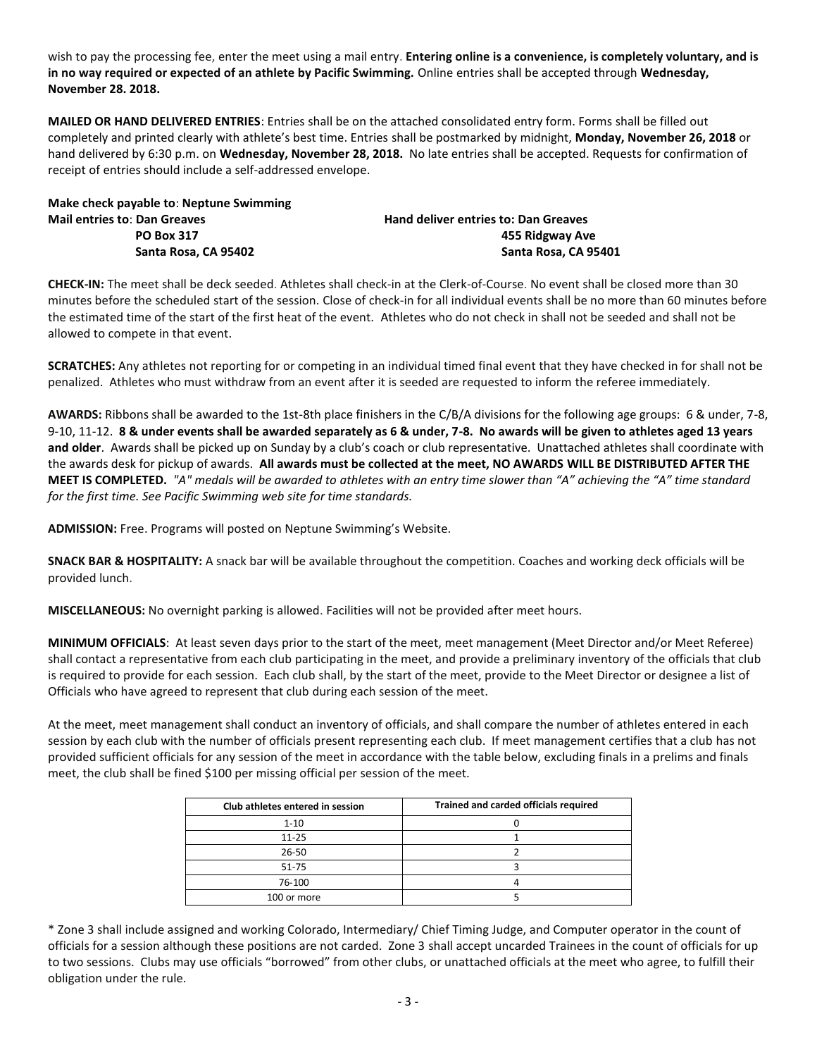wish to pay the processing fee, enter the meet using a mail entry. **Entering online is a convenience, is completely voluntary, and is in no way required or expected of an athlete by Pacific Swimming.** Online entries shall be accepted through **Wednesday, November 28. 2018.**

**MAILED OR HAND DELIVERED ENTRIES**: Entries shall be on the attached consolidated entry form. Forms shall be filled out completely and printed clearly with athlete's best time. Entries shall be postmarked by midnight, **Monday, November 26, 2018** or hand delivered by 6:30 p.m. on **Wednesday, November 28, 2018.** No late entries shall be accepted. Requests for confirmation of receipt of entries should include a self-addressed envelope.

**Make check payable to**: **Neptune Swimming**

**Mail entries to**: **Dan Greaves**
**PO Box 317**
**Santa Rosa, CA 95402**

**Hand deliver entries to: Dan Greaves**
**455 Ridgway Ave**
**Santa Rosa, CA 95401**

**CHECK-IN:** The meet shall be deck seeded. Athletes shall check-in at the Clerk-of-Course. No event shall be closed more than 30 minutes before the scheduled start of the session. Close of check-in for all individual events shall be no more than 60 minutes before the estimated time of the start of the first heat of the event. Athletes who do not check in shall not be seeded and shall not be allowed to compete in that event.

**SCRATCHES:** Any athletes not reporting for or competing in an individual timed final event that they have checked in for shall not be penalized. Athletes who must withdraw from an event after it is seeded are requested to inform the referee immediately.

**AWARDS:** Ribbons shall be awarded to the 1st-8th place finishers in the C/B/A divisions for the following age groups: 6 & under, 7-8, 9-10, 11-12. **8 & under events shall be awarded separately as 6 & under, 7-8. No awards will be given to athletes aged 13 years and older**. Awards shall be picked up on Sunday by a club's coach or club representative. Unattached athletes shall coordinate with the awards desk for pickup of awards. **All awards must be collected at the meet, NO AWARDS WILL BE DISTRIBUTED AFTER THE MEET IS COMPLETED.** *"A" medals will be awarded to athletes with an entry time slower than "A" achieving the "A" time standard for the first time. See Pacific Swimming web site for time standards.*

**ADMISSION:** Free. Programs will posted on Neptune Swimming's Website.

**SNACK BAR & HOSPITALITY:** A snack bar will be available throughout the competition. Coaches and working deck officials will be provided lunch.

**MISCELLANEOUS:** No overnight parking is allowed. Facilities will not be provided after meet hours.

**MINIMUM OFFICIALS**: At least seven days prior to the start of the meet, meet management (Meet Director and/or Meet Referee) shall contact a representative from each club participating in the meet, and provide a preliminary inventory of the officials that club is required to provide for each session. Each club shall, by the start of the meet, provide to the Meet Director or designee a list of Officials who have agreed to represent that club during each session of the meet.

At the meet, meet management shall conduct an inventory of officials, and shall compare the number of athletes entered in each session by each club with the number of officials present representing each club. If meet management certifies that a club has not provided sufficient officials for any session of the meet in accordance with the table below, excluding finals in a prelims and finals meet, the club shall be fined $100 per missing official per session of the meet.

| Club athletes entered in session | Trained and carded officials required |
|---|---|
| 1-10 | 0 |
| 11-25 | 1 |
| 26-50 | 2 |
| 51-75 | 3 |
| 76-100 | 4 |
| 100 or more | 5 |

* Zone 3 shall include assigned and working Colorado, Intermediary/ Chief Timing Judge, and Computer operator in the count of officials for a session although these positions are not carded. Zone 3 shall accept uncarded Trainees in the count of officials for up to two sessions. Clubs may use officials "borrowed" from other clubs, or unattached officials at the meet who agree, to fulfill their obligation under the rule.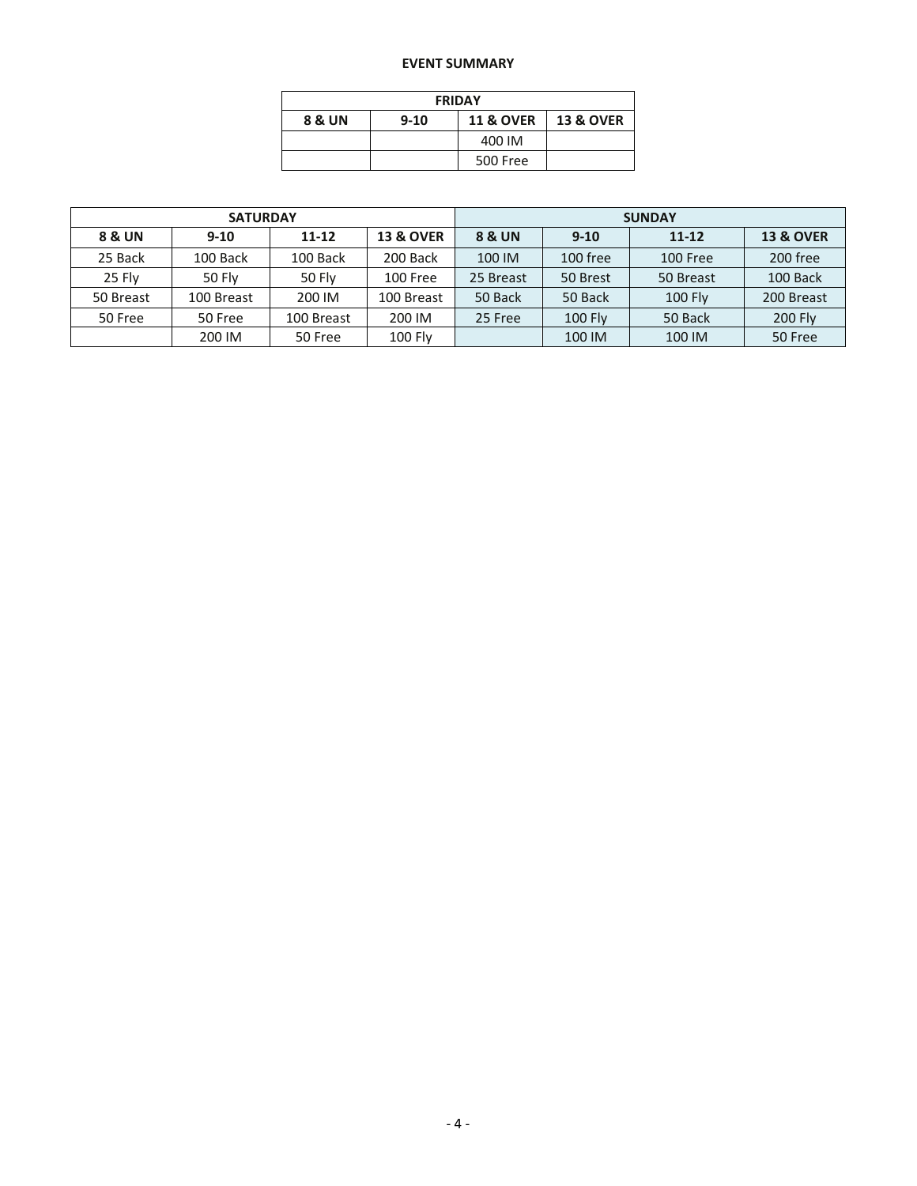**EVENT SUMMARY**

| FRIDAY | | | |
|---|---|---|---|
| **8 & UN** | **9-10** | **11 & OVER** | **13 & OVER** |
| | | 400 IM | |
| | | 500 Free | |

| SATURDAY | | | | SUNDAY | | | |
|---|---|---|---|---|---|---|---|
| **8 & UN** | **9-10** | **11-12** | **13 & OVER** | **8 & UN** | **9-10** | **11-12** | **13 & OVER** |
| 25 Back | 100 Back | 100 Back | 200 Back | 100 IM | 100 free | 100 Free | 200 free |
| 25 Fly | 50 Fly | 50 Fly | 100 Free | 25 Breast | 50 Brest | 50 Breast | 100 Back |
| 50 Breast | 100 Breast | 200 IM | 100 Breast | 50 Back | 50 Back | 100 Fly | 200 Breast |
| 50 Free | 50 Free | 100 Breast | 200 IM | 25 Free | 100 Fly | 50 Back | 200 Fly |
| | 200 IM | 50 Free | 100 Fly | | 100 IM | 100 IM | 50 Free |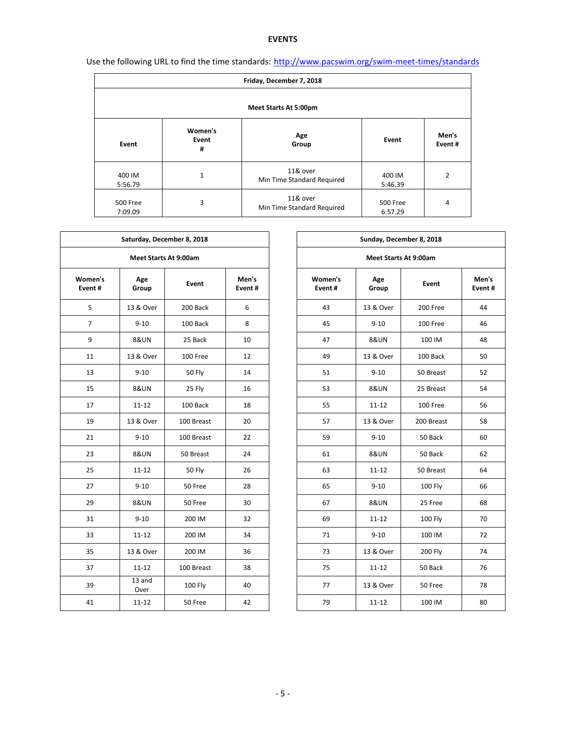## EVENTS

Use the following URL to find the time standards: http://www.pacswim.org/swim-meet-times/standards

| Friday, December 7, 2018 | | | | |
|---|---|---|---|---|
| **Meet Starts At 5:00pm** | | | | |
| **Event** | **Women's Event #** | **Age Group** | **Event** | **Men's Event #** |
| 400 IM 5:56.79 | 1 | 11& over Min Time Standard Required | 400 IM 5:46.39 | 2 |
| 500 Free 7:09.09 | 3 | 11& over Min Time Standard Required | 500 Free 6:57.29 | 4 |

| Saturday, December 8, 2018 | | | |
|---|---|---|---|
| **Meet Starts At 9:00am** | | | |
| **Women's Event #** | **Age Group** | **Event** | **Men's Event #** |
| 5 | 13 & Over | 200 Back | 6 |
| 7 | 9-10 | 100 Back | 8 |
| 9 | 8&UN | 25 Back | 10 |
| 11 | 13 & Over | 100 Free | 12 |
| 13 | 9-10 | 50 Fly | 14 |
| 15 | 8&UN | 25 Fly | 16 |
| 17 | 11-12 | 100 Back | 18 |
| 19 | 13 & Over | 100 Breast | 20 |
| 21 | 9-10 | 100 Breast | 22 |
| 23 | 8&UN | 50 Breast | 24 |
| 25 | 11-12 | 50 Fly | 26 |
| 27 | 9-10 | 50 Free | 28 |
| 29 | 8&UN | 50 Free | 30 |
| 31 | 9-10 | 200 IM | 32 |
| 33 | 11-12 | 200 IM | 34 |
| 35 | 13 & Over | 200 IM | 36 |
| 37 | 11-12 | 100 Breast | 38 |
| 39 | 13 and Over | 100 Fly | 40 |
| 41 | 11-12 | 50 Free | 42 |

| Sunday, December 8, 2018 | | | |
|---|---|---|---|
| **Meet Starts At 9:00am** | | | |
| **Women's Event #** | **Age Group** | **Event** | **Men's Event #** |
| 43 | 13 & Over | 200 Free | 44 |
| 45 | 9-10 | 100 Free | 46 |
| 47 | 8&UN | 100 IM | 48 |
| 49 | 13 & Over | 100 Back | 50 |
| 51 | 9-10 | 50 Breast | 52 |
| 53 | 8&UN | 25 Breast | 54 |
| 55 | 11-12 | 100 Free | 56 |
| 57 | 13 & Over | 200 Breast | 58 |
| 59 | 9-10 | 50 Back | 60 |
| 61 | 8&UN | 50 Back | 62 |
| 63 | 11-12 | 50 Breast | 64 |
| 65 | 9-10 | 100 Fly | 66 |
| 67 | 8&UN | 25 Free | 68 |
| 69 | 11-12 | 100 Fly | 70 |
| 71 | 9-10 | 100 IM | 72 |
| 73 | 13 & Over | 200 Fly | 74 |
| 75 | 11-12 | 50 Back | 76 |
| 77 | 13 & Over | 50 Free | 78 |
| 79 | 11-12 | 100 IM | 80 |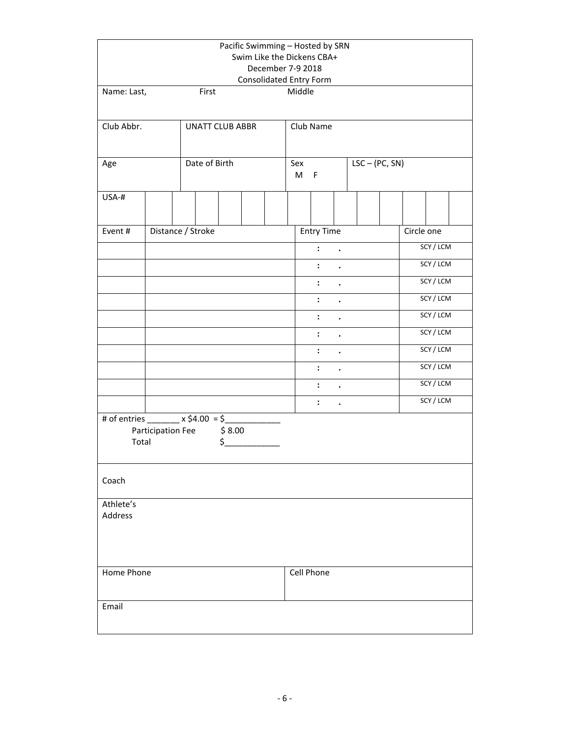Pacific Swimming – Hosted by SRN
Swim Like the Dickens CBA+
December 7-9 2018
Consolidated Entry Form

| Name: Last, | First | Middle | |
|---|---|---|---|
| Club Abbr. | UNATT CLUB ABBR | Club Name | |
| Age | Date of Birth | Sex M F | LSC – (PC, SN) |

| USA-# | | | | | | | | | | | | | | |
|---|---|---|---|---|---|---|---|---|---|---|---|---|---|---|

| Event # | Distance / Stroke | Entry Time | Circle one |
|---|---|---|---|
| | | : . | SCY / LCM |
| | | : . | SCY / LCM |
| | | : . | SCY / LCM |
| | | : . | SCY / LCM |
| | | : . | SCY / LCM |
| | | : . | SCY / LCM |
| | | : . | SCY / LCM |
| | | : . | SCY / LCM |
| | | : . | SCY / LCM |
| | | : . | SCY / LCM |

# of entries _______ x $4.00 = $____________
Participation Fee $ 8.00
Total $____________

Coach

Athlete's Address

| Home Phone | Cell Phone |
|---|---|
| | |

Email